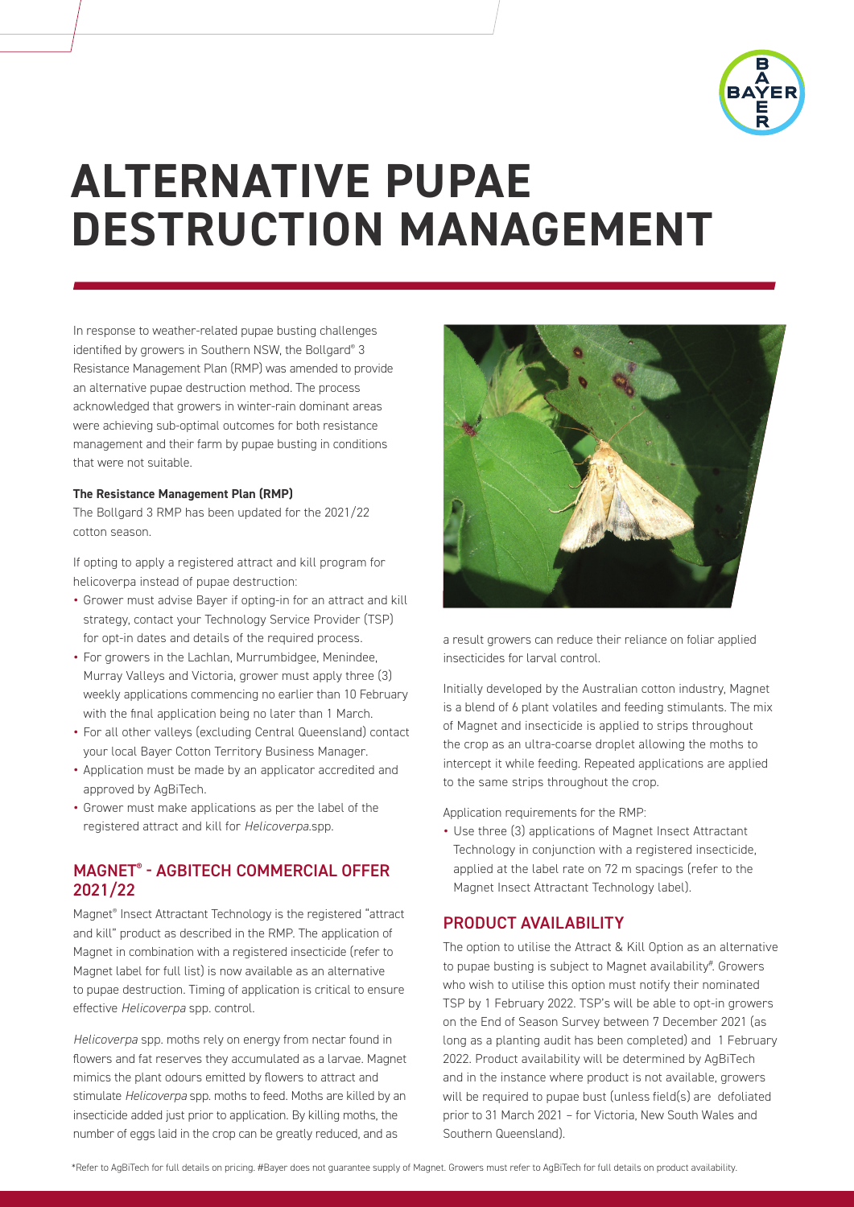# ALTERNATIVE PUPAE DESTRUCTION MANAGEMENT

In response to weather-related pupae busting challenges identified by growers in Southern NSW, the Bollgard® 3 Resistance Management Plan (RMP) was amended to provide an alternative pupae destruction method. The process acknowledged that growers in winter-rain dominant areas were achieving sub-optimal outcomes for both resistance management and their farm by pupae busting in conditions that were not suitable.

**The Resistance Management Plan (RMP)**

The Bollgard 3 RMP has been updated for the 2021/22 cotton season.

If opting to apply a registered attract and kill program for helicoverpa instead of pupae destruction:

- Grower must advise Bayer if opting-in for an attract and kill strategy, contact your Technology Service Provider (TSP) for opt-in dates and details of the required process.
- For growers in the Lachlan, Murrumbidgee, Menindee, Murray Valleys and Victoria, grower must apply three (3) weekly applications commencing no earlier than 10 February with the final application being no later than 1 March.
- For all other valleys (excluding Central Queensland) contact your local Bayer Cotton Territory Business Manager.
- Application must be made by an applicator accredited and approved by AgBiTech.
- Grower must make applications as per the label of the registered attract and kill for *Helicoverpa*.spp.

## MAGNET® - AGBITECH COMMERCIAL OFFER 2021/22

Magnet® Insect Attractant Technology is the registered "attract and kill" product as described in the RMP. The application of Magnet in combination with a registered insecticide (refer to Magnet label for full list) is now available as an alternative to pupae destruction. Timing of application is critical to ensure effective *Helicoverpa* spp. control.

*Helicoverpa* spp. moths rely on energy from nectar found in flowers and fat reserves they accumulated as a larvae. Magnet mimics the plant odours emitted by flowers to attract and stimulate *Helicoverpa* spp. moths to feed. Moths are killed by an insecticide added just prior to application. By killing moths, the number of eggs laid in the crop can be greatly reduced, and as a result growers can reduce their reliance on foliar applied insecticides for larval control.

Initially developed by the Australian cotton industry, Magnet is a blend of 6 plant volatiles and feeding stimulants. The mix of Magnet and insecticide is applied to strips throughout the crop as an ultra-coarse droplet allowing the moths to intercept it while feeding. Repeated applications are applied to the same strips throughout the crop.

Application requirements for the RMP:

- Use three (3) applications of Magnet Insect Attractant Technology in conjunction with a registered insecticide, applied at the label rate on 72 m spacings (refer to the Magnet Insect Attractant Technology label).

## PRODUCT AVAILABILITY

The option to utilise the Attract & Kill Option as an alternative to pupae busting is subject to Magnet availability#. Growers who wish to utilise this option must notify their nominated TSP by 1 February 2022. TSP's will be able to opt-in growers on the End of Season Survey between 7 December 2021 (as long as a planting audit has been completed) and 1 February 2022. Product availability will be determined by AgBiTech and in the instance where product is not available, growers will be required to pupae bust (unless field(s) are defoliated prior to 31 March 2021 – for Victoria, New South Wales and Southern Queensland).

*Refer to AgBiTech for full details on pricing. #Bayer does not guarantee supply of Magnet. Growers must refer to AgBiTech for full details on product availability.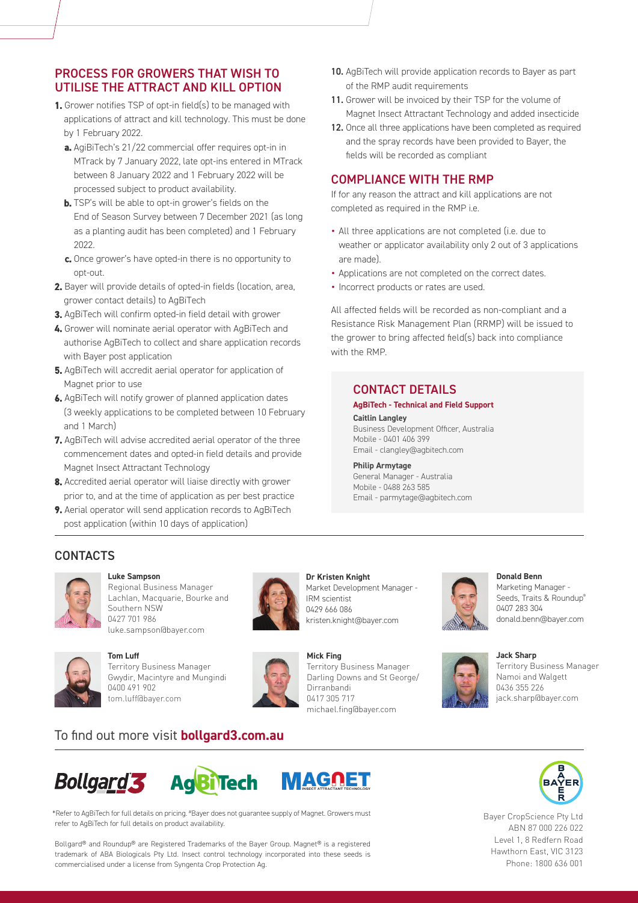## PROCESS FOR GROWERS THAT WISH TO UTILISE THE ATTRACT AND KILL OPTION

1. Grower notifies TSP of opt-in field(s) to be managed with applications of attract and kill technology. This must be done by 1 February 2022.
   a. AgBiTech's 21/22 commercial offer requires opt-in in MTrack by 7 January 2022, late opt-ins entered in MTrack between 8 January 2022 and 1 February 2022 will be processed subject to product availability.
   b. TSP's will be able to opt-in grower's fields on the End of Season Survey between 7 December 2021 (as long as a planting audit has been completed) and 1 February 2022.
   c. Once grower's have opted-in there is no opportunity to opt-out.
2. Bayer will provide details of opted-in fields (location, area, grower contact details) to AgBiTech
3. AgBiTech will confirm opted-in field detail with grower
4. Grower will nominate aerial operator with AgBiTech and authorise AgBiTech to collect and share application records with Bayer post application
5. AgBiTech will accredit aerial operator for application of Magnet prior to use
6. AgBiTech will notify grower of planned application dates (3 weekly applications to be completed between 10 February and 1 March)
7. AgBiTech will advise accredited aerial operator of the three commencement dates and opted-in field details and provide Magnet Insect Attractant Technology
8. Accredited aerial operator will liaise directly with grower prior to, and at the time of application as per best practice
9. Aerial operator will send application records to AgBiTech post application (within 10 days of application)
10. AgBiTech will provide application records to Bayer as part of the RMP audit requirements
11. Grower will be invoiced by their TSP for the volume of Magnet Insect Attractant Technology and added insecticide
12. Once all three applications have been completed as required and the spray records have been provided to Bayer, the fields will be recorded as compliant

## COMPLIANCE WITH THE RMP

If for any reason the attract and kill applications are not completed as required in the RMP i.e.

- All three applications are not completed (i.e. due to weather or applicator availability only 2 out of 3 applications are made).
- Applications are not completed on the correct dates.
- Incorrect products or rates are used.

All affected fields will be recorded as non-compliant and a Resistance Risk Management Plan (RRMP) will be issued to the grower to bring affected field(s) back into compliance with the RMP.

## CONTACT DETAILS

**AgBiTech - Technical and Field Support**

**Caitlin Langley**
Business Development Officer, Australia
Mobile - 0401 406 399
Email - clangley@agbitech.com

**Philip Armytage**
General Manager - Australia
Mobile - 0488 263 585
Email - parmytage@agbitech.com

## CONTACTS

**Luke Sampson**
Regional Business Manager
Lachlan, Macquarie, Bourke and Southern NSW
0427 701 986
luke.sampson@bayer.com

**Dr Kristen Knight**
Market Development Manager - IRM scientist
0429 666 086
kristen.knight@bayer.com

**Donald Benn**
Marketing Manager - Seeds, Traits & Roundup®
0407 283 304
donald.benn@bayer.com

**Tom Luff**
Territory Business Manager
Gwydir, Macintyre and Mungindi
0400 491 902
tom.luff@bayer.com

**Mick Fing**
Territory Business Manager
Darling Downs and St George/ Dirranbandi
0417 305 717
michael.fing@bayer.com

**Jack Sharp**
Territory Business Manager
Namoi and Walgett
0436 355 226
jack.sharp@bayer.com

To find out more visit **bollgard3.com.au**

Bollgard 3 | AgBiTech | MAGNET INSECT ATTRACTANT TECHNOLOGY | BAYER

*Refer to AgBiTech for full details on pricing. #Bayer does not guarantee supply of Magnet. Growers must refer to AgBiTech for full details on product availability.

Bollgard® and Roundup® are Registered Trademarks of the Bayer Group. Magnet® is a registered trademark of ABA Biologicals Pty Ltd. Insect control technology incorporated into these seeds is commercialised under a license from Syngenta Crop Protection Ag.

Bayer CropScience Pty Ltd
ABN 87 000 226 022
Level 1, 8 Redfern Road
Hawthorn East, VIC 3123
Phone: 1800 636 001